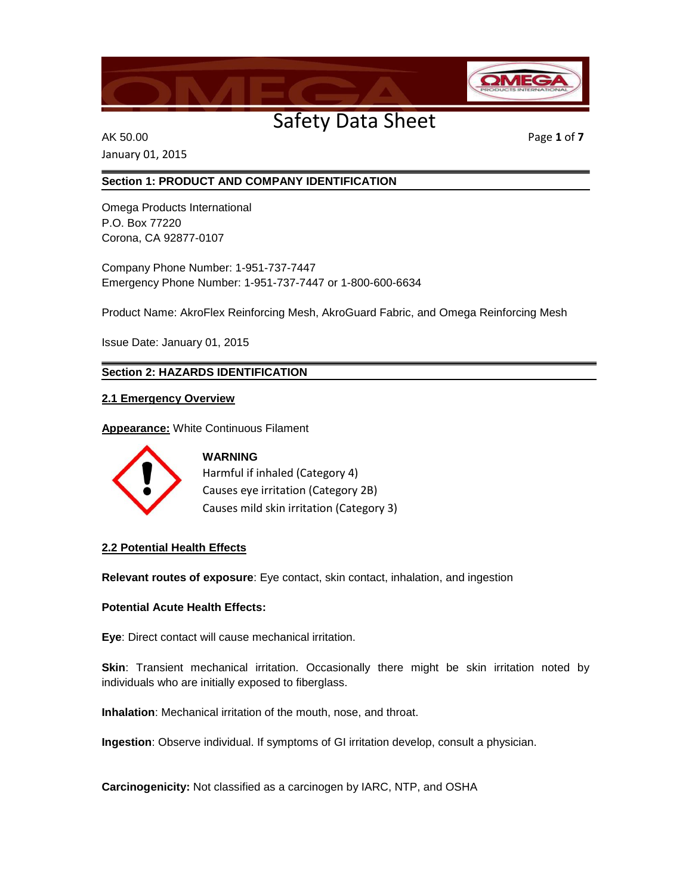# Safety Data Sheet

AK 50.00

January 01, 2015

## Section 1: PRODUCT AND COMPANY IDENTIFICATION

Omega Products International
P.O. Box 77220
Corona, CA 92877-0107

Company Phone Number: 1-951-737-7447
Emergency Phone Number: 1-951-737-7447 or 1-800-600-6634

Product Name: AkroFlex Reinforcing Mesh, AkroGuard Fabric, and Omega Reinforcing Mesh

Issue Date: January 01, 2015

## Section 2: HAZARDS IDENTIFICATION

### 2.1 Emergency Overview

**Appearance:** White Continuous Filament

**WARNING**
Harmful if inhaled (Category 4)
Causes eye irritation (Category 2B)
Causes mild skin irritation (Category 3)

### 2.2 Potential Health Effects

**Relevant routes of exposure**: Eye contact, skin contact, inhalation, and ingestion

**Potential Acute Health Effects:**

**Eye**: Direct contact will cause mechanical irritation.

**Skin**: Transient mechanical irritation. Occasionally there might be skin irritation noted by individuals who are initially exposed to fiberglass.

**Inhalation**: Mechanical irritation of the mouth, nose, and throat.

**Ingestion**: Observe individual. If symptoms of GI irritation develop, consult a physician.

**Carcinogenicity:** Not classified as a carcinogen by IARC, NTP, and OSHA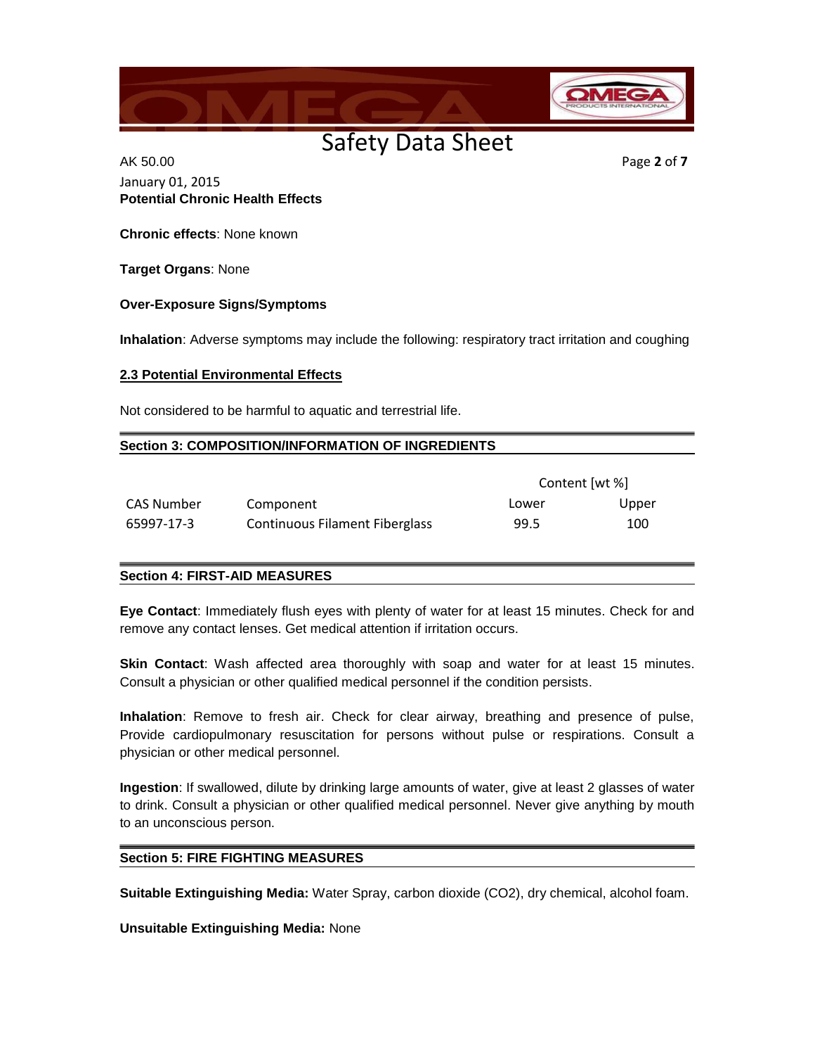**Potential Chronic Health Effects**

**Chronic effects**: None known

**Target Organs**: None

**Over-Exposure Signs/Symptoms**

**Inhalation**: Adverse symptoms may include the following: respiratory tract irritation and coughing

## 2.3 Potential Environmental Effects

Not considered to be harmful to aquatic and terrestrial life.

## Section 3: COMPOSITION/INFORMATION OF INGREDIENTS

| | | Content [wt %] | |
|---|---|---|---|
| CAS Number | Component | Lower | Upper |
| 65997-17-3 | Continuous Filament Fiberglass | 99.5 | 100 |

## Section 4: FIRST-AID MEASURES

**Eye Contact**: Immediately flush eyes with plenty of water for at least 15 minutes. Check for and remove any contact lenses. Get medical attention if irritation occurs.

**Skin Contact**: Wash affected area thoroughly with soap and water for at least 15 minutes. Consult a physician or other qualified medical personnel if the condition persists.

**Inhalation**: Remove to fresh air. Check for clear airway, breathing and presence of pulse, Provide cardiopulmonary resuscitation for persons without pulse or respirations. Consult a physician or other medical personnel.

**Ingestion**: If swallowed, dilute by drinking large amounts of water, give at least 2 glasses of water to drink. Consult a physician or other qualified medical personnel. Never give anything by mouth to an unconscious person.

## Section 5: FIRE FIGHTING MEASURES

**Suitable Extinguishing Media:** Water Spray, carbon dioxide ($CO_2$), dry chemical, alcohol foam.

**Unsuitable Extinguishing Media:** None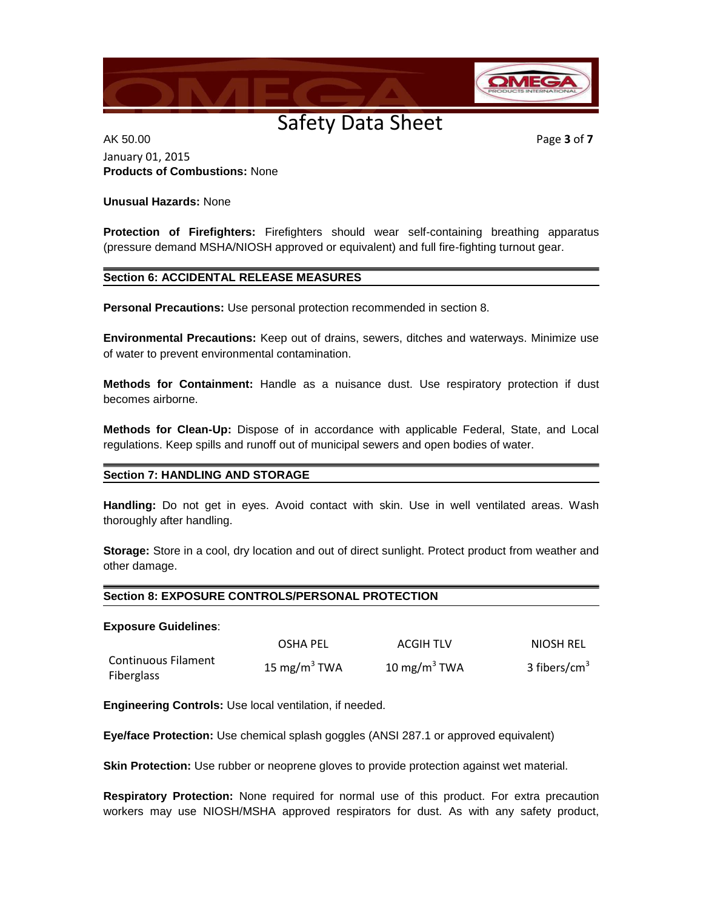**Products of Combustions:** None

**Unusual Hazards:** None

**Protection of Firefighters:** Firefighters should wear self-containing breathing apparatus (pressure demand MSHA/NIOSH approved or equivalent) and full fire-fighting turnout gear.

## Section 6: ACCIDENTAL RELEASE MEASURES

**Personal Precautions:** Use personal protection recommended in section 8.

**Environmental Precautions:** Keep out of drains, sewers, ditches and waterways. Minimize use of water to prevent environmental contamination.

**Methods for Containment:** Handle as a nuisance dust. Use respiratory protection if dust becomes airborne.

**Methods for Clean-Up:** Dispose of in accordance with applicable Federal, State, and Local regulations. Keep spills and runoff out of municipal sewers and open bodies of water.

## Section 7: HANDLING AND STORAGE

**Handling:** Do not get in eyes. Avoid contact with skin. Use in well ventilated areas. Wash thoroughly after handling.

**Storage:** Store in a cool, dry location and out of direct sunlight. Protect product from weather and other damage.

## Section 8: EXPOSURE CONTROLS/PERSONAL PROTECTION

**Exposure Guidelines**:

| | OSHA PEL | ACGIH TLV | NIOSH REL |
|---|---|---|---|
| Continuous Filament Fiberglass | 15 $mg/m^3$ TWA | 10 $mg/m^3$ TWA | 3 $fibers/cm^3$ |

**Engineering Controls:** Use local ventilation, if needed.

**Eye/face Protection:** Use chemical splash goggles (ANSI 287.1 or approved equivalent)

**Skin Protection:** Use rubber or neoprene gloves to provide protection against wet material.

**Respiratory Protection:** None required for normal use of this product. For extra precaution workers may use NIOSH/MSHA approved respirators for dust. As with any safety product,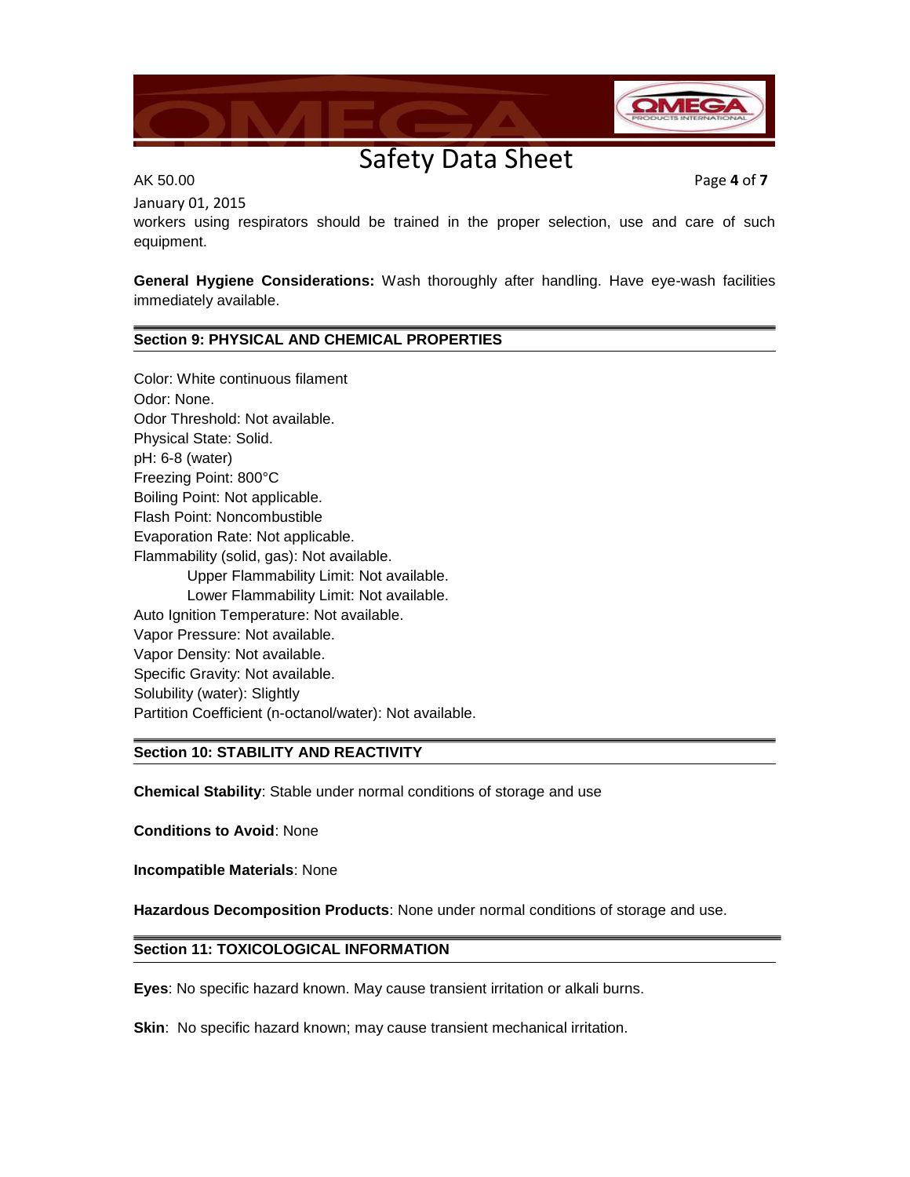workers using respirators should be trained in the proper selection, use and care of such equipment.

**General Hygiene Considerations:** Wash thoroughly after handling. Have eye-wash facilities immediately available.

## Section 9: PHYSICAL AND CHEMICAL PROPERTIES

Color: White continuous filament
Odor: None.
Odor Threshold: Not available.
Physical State: Solid.
pH: 6-8 (water)
Freezing Point: 800°C
Boiling Point: Not applicable.
Flash Point: Noncombustible
Evaporation Rate: Not applicable.
Flammability (solid, gas): Not available.
    Upper Flammability Limit: Not available.
    Lower Flammability Limit: Not available.
Auto Ignition Temperature: Not available.
Vapor Pressure: Not available.
Vapor Density: Not available.
Specific Gravity: Not available.
Solubility (water): Slightly
Partition Coefficient (n-octanol/water): Not available.

## Section 10: STABILITY AND REACTIVITY

**Chemical Stability**: Stable under normal conditions of storage and use

**Conditions to Avoid**: None

**Incompatible Materials**: None

**Hazardous Decomposition Products**: None under normal conditions of storage and use.

## Section 11: TOXICOLOGICAL INFORMATION

**Eyes**: No specific hazard known. May cause transient irritation or alkali burns.

**Skin**: No specific hazard known; may cause transient mechanical irritation.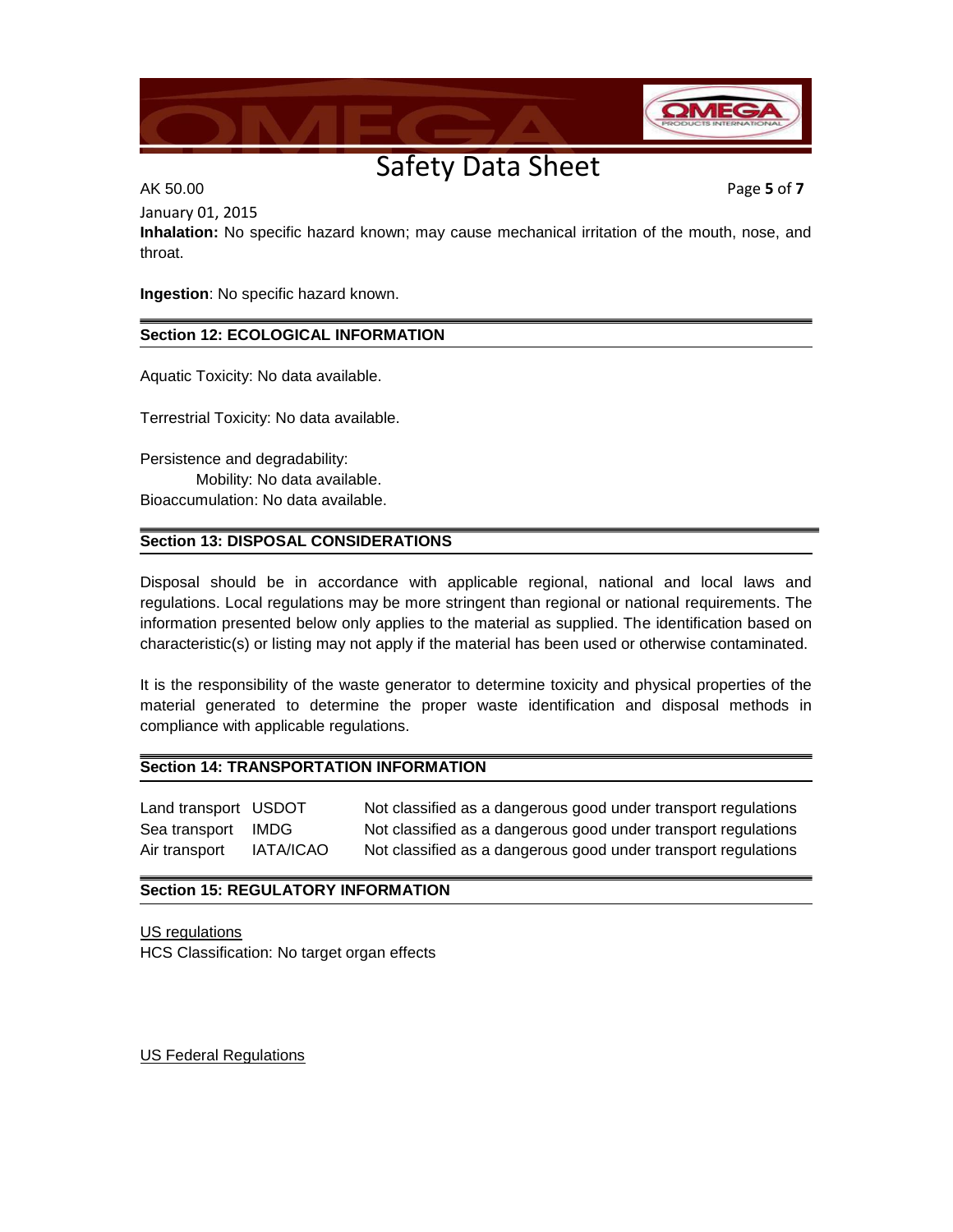**Inhalation:** No specific hazard known; may cause mechanical irritation of the mouth, nose, and throat.

**Ingestion**: No specific hazard known.

## Section 12: ECOLOGICAL INFORMATION

Aquatic Toxicity: No data available.

Terrestrial Toxicity: No data available.

Persistence and degradability:

Mobility: No data available.

Bioaccumulation: No data available.

## Section 13: DISPOSAL CONSIDERATIONS

Disposal should be in accordance with applicable regional, national and local laws and regulations. Local regulations may be more stringent than regional or national requirements. The information presented below only applies to the material as supplied. The identification based on characteristic(s) or listing may not apply if the material has been used or otherwise contaminated.

It is the responsibility of the waste generator to determine toxicity and physical properties of the material generated to determine the proper waste identification and disposal methods in compliance with applicable regulations.

## Section 14: TRANSPORTATION INFORMATION

| | | |
|---|---|---|
| Land transport | USDOT | Not classified as a dangerous good under transport regulations |
| Sea transport | IMDG | Not classified as a dangerous good under transport regulations |
| Air transport | IATA/ICAO | Not classified as a dangerous good under transport regulations |

## Section 15: REGULATORY INFORMATION

US regulations

HCS Classification: No target organ effects

US Federal Regulations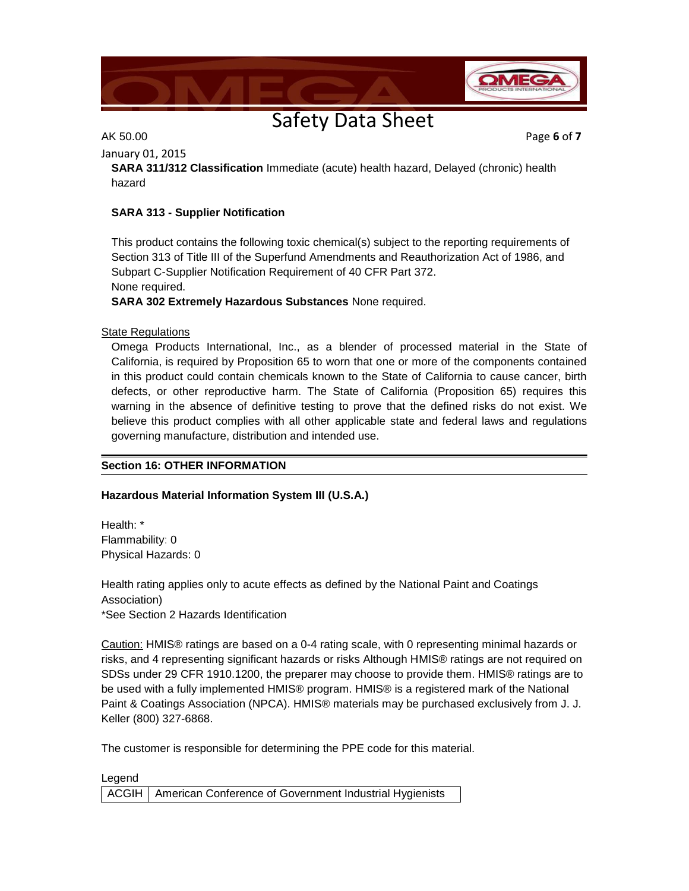**SARA 311/312 Classification** Immediate (acute) health hazard, Delayed (chronic) health hazard

**SARA 313 - Supplier Notification**

This product contains the following toxic chemical(s) subject to the reporting requirements of Section 313 of Title III of the Superfund Amendments and Reauthorization Act of 1986, and Subpart C-Supplier Notification Requirement of 40 CFR Part 372.
None required.

**SARA 302 Extremely Hazardous Substances** None required.

State Regulations

Omega Products International, Inc., as a blender of processed material in the State of California, is required by Proposition 65 to worn that one or more of the components contained in this product could contain chemicals known to the State of California to cause cancer, birth defects, or other reproductive harm. The State of California (Proposition 65) requires this warning in the absence of definitive testing to prove that the defined risks do not exist. We believe this product complies with all other applicable state and federal laws and regulations governing manufacture, distribution and intended use.

## Section 16: OTHER INFORMATION

**Hazardous Material Information System III (U.S.A.)**

Health: *
Flammability: 0
Physical Hazards: 0

Health rating applies only to acute effects as defined by the National Paint and Coatings Association)
*See Section 2 Hazards Identification

Caution: HMIS® ratings are based on a 0-4 rating scale, with 0 representing minimal hazards or risks, and 4 representing significant hazards or risks Although HMIS® ratings are not required on SDSs under 29 CFR 1910.1200, the preparer may choose to provide them. HMIS® ratings are to be used with a fully implemented HMIS® program. HMIS® is a registered mark of the National Paint & Coatings Association (NPCA). HMIS® materials may be purchased exclusively from J. J. Keller (800) 327-6868.

The customer is responsible for determining the PPE code for this material.

Legend

| ACGIH | American Conference of Government Industrial Hygienists |
|---|---|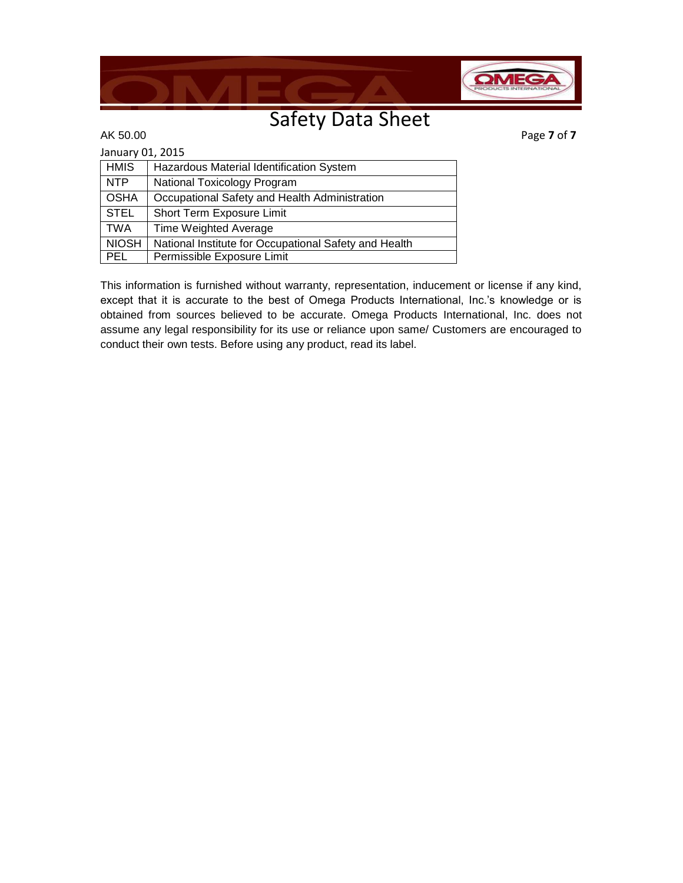| | |
|---|---|
| HMIS | Hazardous Material Identification System |
| NTP | National Toxicology Program |
| OSHA | Occupational Safety and Health Administration |
| STEL | Short Term Exposure Limit |
| TWA | Time Weighted Average |
| NIOSH | National Institute for Occupational Safety and Health |
| PEL | Permissible Exposure Limit |

This information is furnished without warranty, representation, inducement or license if any kind, except that it is accurate to the best of Omega Products International, Inc.'s knowledge or is obtained from sources believed to be accurate. Omega Products International, Inc. does not assume any legal responsibility for its use or reliance upon same/ Customers are encouraged to conduct their own tests. Before using any product, read its label.